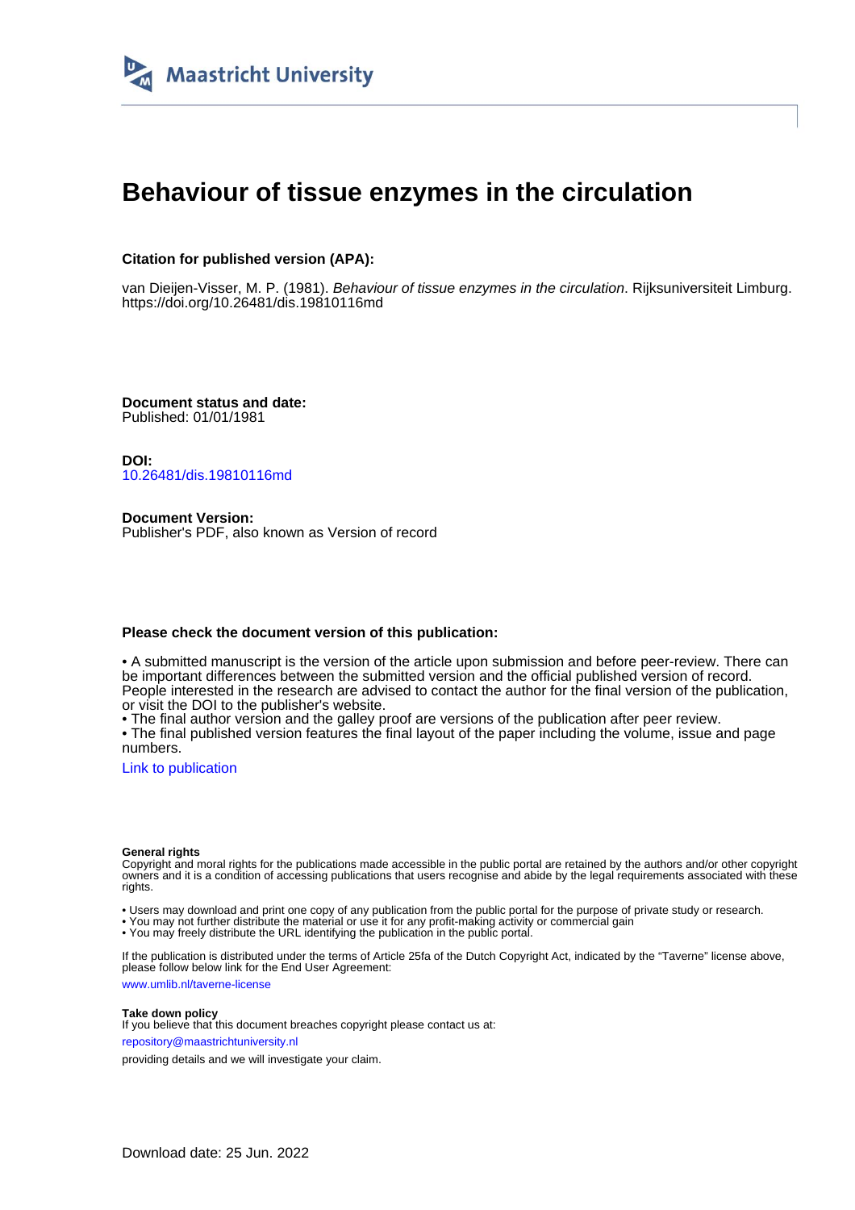Maastricht University

# Behaviour of tissue enzymes in the circulation

**Citation for published version (APA):**

van Dieijen-Visser, M. P. (1981). *Behaviour of tissue enzymes in the circulation*. Rijksuniversiteit Limburg. https://doi.org/10.26481/dis.19810116md

**Document status and date:**
Published: 01/01/1981

**DOI:**
10.26481/dis.19810116md

**Document Version:**
Publisher's PDF, also known as Version of record

**Please check the document version of this publication:**

• A submitted manuscript is the version of the article upon submission and before peer-review. There can be important differences between the submitted version and the official published version of record. People interested in the research are advised to contact the author for the final version of the publication, or visit the DOI to the publisher's website.
• The final author version and the galley proof are versions of the publication after peer review.
• The final published version features the final layout of the paper including the volume, issue and page numbers.

Link to publication

**General rights**
Copyright and moral rights for the publications made accessible in the public portal are retained by the authors and/or other copyright owners and it is a condition of accessing publications that users recognise and abide by the legal requirements associated with these rights.

• Users may download and print one copy of any publication from the public portal for the purpose of private study or research.
• You may not further distribute the material or use it for any profit-making activity or commercial gain
• You may freely distribute the URL identifying the publication in the public portal.

If the publication is distributed under the terms of Article 25fa of the Dutch Copyright Act, indicated by the "Taverne" license above, please follow below link for the End User Agreement:

www.umlib.nl/taverne-license

**Take down policy**
If you believe that this document breaches copyright please contact us at:

repository@maastrichtuniversity.nl

providing details and we will investigate your claim.

Download date: 25 Jun. 2022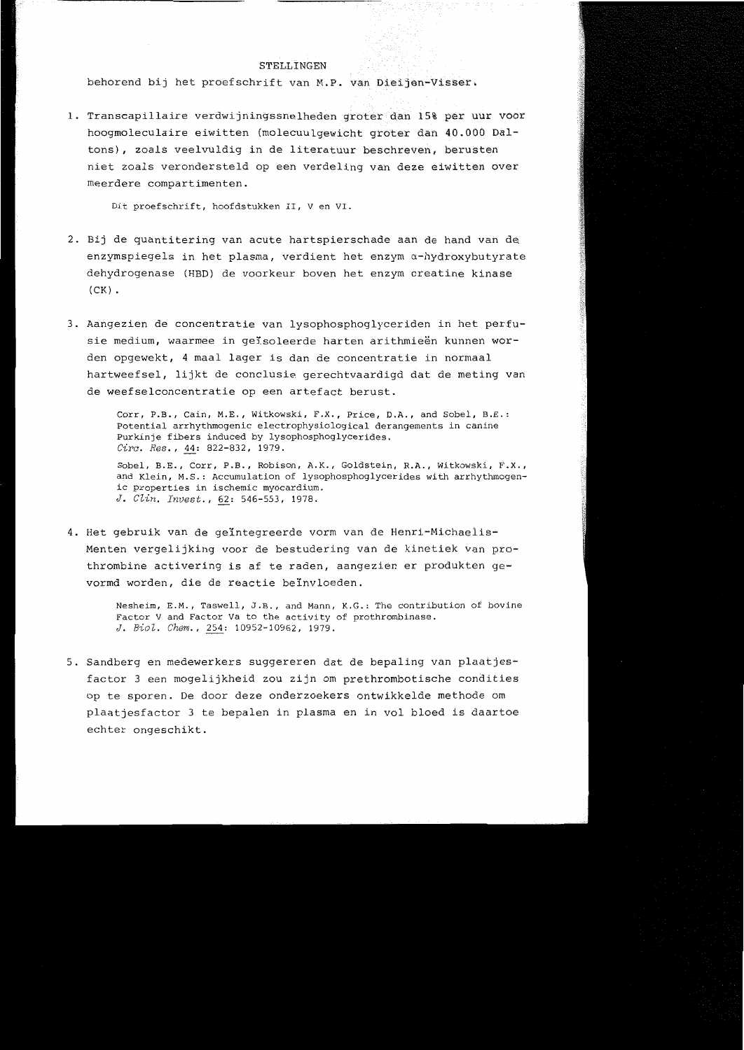# STELLINGEN

behorend bij het proefschrift van M.P. van Dieijen-Visser.

1. Transcapillaire verdwijningssnelheden groter dan 15% per uur voor hoogmoleculaire eiwitten (molecuulgewicht groter dan 40.000 Daltons), zoals veelvuldig in de literatuur beschreven, berusten niet zoals verondersteld op een verdeling van deze eiwitten over meerdere compartimenten.

   Dit proefschrift, hoofdstukken II, V en VI.

2. Bij de quantitering van acute hartspierschade aan de hand van de enzymspiegels in het plasma, verdient het enzym α-hydroxybutyrate dehydrogenase (HBD) de voorkeur boven het enzym creatine kinase (CK).

3. Aangezien de concentratie van lysophosphoglyceriden in het perfusie medium, waarmee in geïsoleerde harten arithmieën kunnen worden opgewekt, 4 maal lager is dan de concentratie in normaal hartweefsel, lijkt de conclusie gerechtvaardigd dat de meting van de weefselconcentratie op een artefact berust.

   Corr, P.B., Cain, M.E., Witkowski, F.X., Price, D.A., and Sobel, B.E.: Potential arrhythmogenic electrophysiological derangements in canine Purkinje fibers induced by lysophosphoglycerides. *Circ. Res.*, 44: 822-832, 1979.

   Sobel, B.E., Corr, P.B., Robison, A.K., Goldstein, R.A., Witkowski, F.X., and Klein, M.S.: Accumulation of lysophosphoglycerides with arrhythmogenic properties in ischemic myocardium. *J. Clin. Invest.*, 62: 546-553, 1978.

4. Het gebruik van de geïntegreerde vorm van de Henri-Michaelis-Menten vergelijking voor de bestudering van de kinetiek van prothrombine activering is af te raden, aangezien er produkten gevormd worden, die de reactie beïnvloeden.

   Nesheim, E.M., Taswell, J.B., and Mann, K.G.: The contribution of bovine Factor V and Factor Va to the activity of prothrombinase. *J. Biol. Chem.*, 254: 10952-10962, 1979.

5. Sandberg en medewerkers suggereren dat de bepaling van plaatjesfactor 3 een mogelijkheid zou zijn om prethrombotische condities op te sporen. De door deze onderzoekers ontwikkelde methode om plaatjesfactor 3 te bepalen in plasma en in vol bloed is daartoe echter ongeschikt.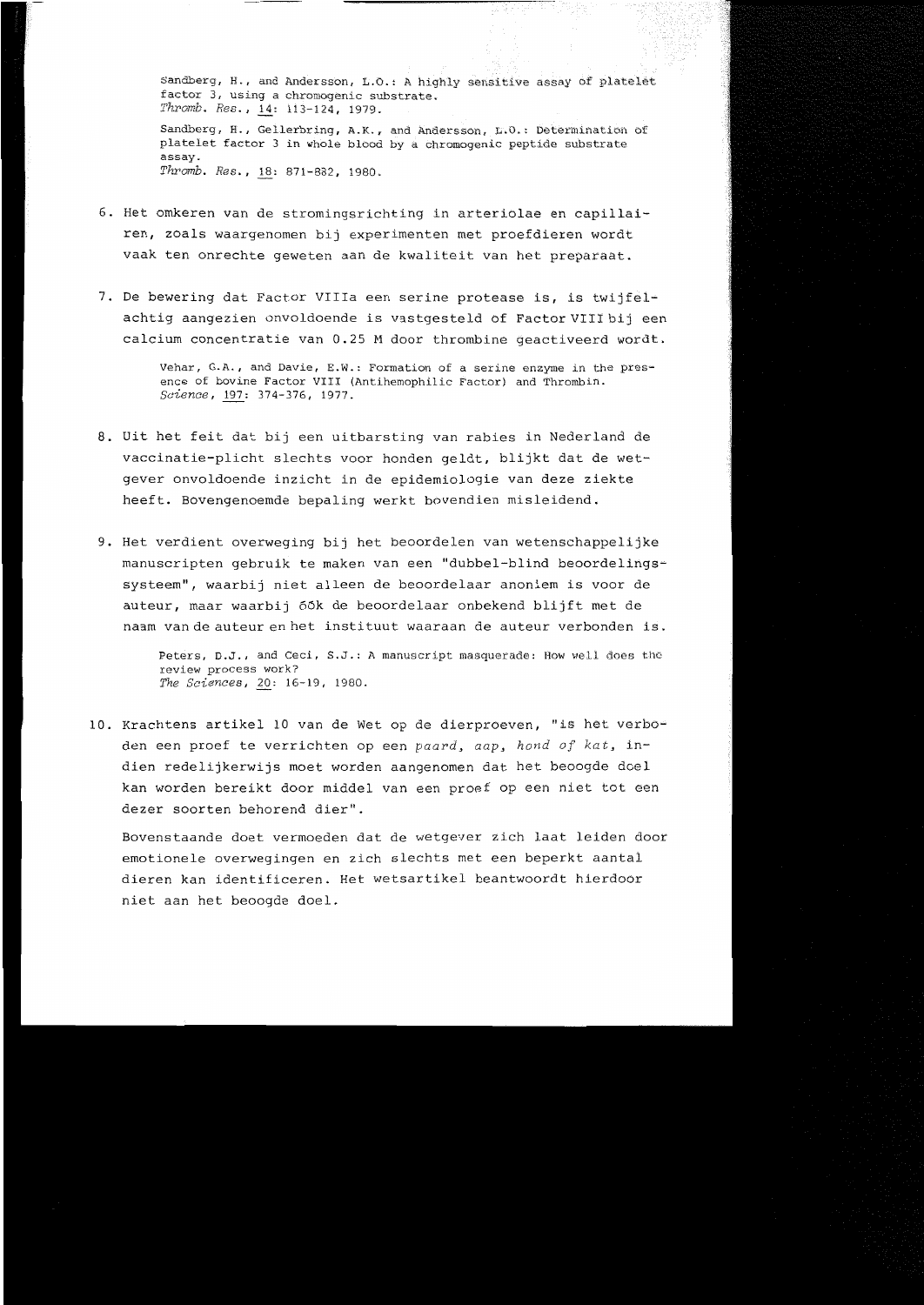Sandberg, H., and Andersson, L.O.: A highly sensitive assay of platelet factor 3, using a chromogenic substrate. *Thromb. Res.*, 14: 113-124, 1979.

Sandberg, H., Gellerbring, A.K., and Andersson, L.O.: Determination of platelet factor 3 in whole blood by a chromogenic peptide substrate assay. *Thromb. Res.*, 18: 871-882, 1980.

6. Het omkeren van de stromingsrichting in arteriolae en capillairen, zoals waargenomen bij experimenten met proefdieren wordt vaak ten onrechte geweten aan de kwaliteit van het preparaat.

7. De bewering dat Factor VIIIa een serine protease is, is twijfelachtig aangezien onvoldoende is vastgesteld of Factor VIII bij een calcium concentratie van 0.25 M door thrombine geactiveerd wordt.

   Vehar, G.A., and Davie, E.W.: Formation of a serine enzyme in the presence of bovine Factor VIII (Antihemophilic Factor) and Thrombin. *Science*, 197: 374-376, 1977.

8. Uit het feit dat bij een uitbarsting van rabies in Nederland de vaccinatie-plicht slechts voor honden geldt, blijkt dat de wetgever onvoldoende inzicht in de epidemiologie van deze ziekte heeft. Bovengenoemde bepaling werkt bovendien misleidend.

9. Het verdient overweging bij het beoordelen van wetenschappelijke manuscripten gebruik te maken van een "dubbel-blind beoordelingssysteem", waarbij niet alleen de beoordelaar anoniem is voor de auteur, maar waarbij óók de beoordelaar onbekend blijft met de naam van de auteur en het instituut waaraan de auteur verbonden is.

   Peters, D.J., and Ceci, S.J.: A manuscript masquerade: How well does the review process work? *The Sciences*, 20: 16-19, 1980.

10. Krachtens artikel 10 van de Wet op de dierproeven, "is het verboden een proef te verrichten op een *paard*, *aap*, *hond of kat*, indien redelijkerwijs moet worden aangenomen dat het beoogde doel kan worden bereikt door middel van een proef op een niet tot een dezer soorten behorend dier".

    Bovenstaande doet vermoeden dat de wetgever zich laat leiden door emotionele overwegingen en zich slechts met een beperkt aantal dieren kan identificeren. Het wetsartikel beantwoordt hierdoor niet aan het beoogde doel.